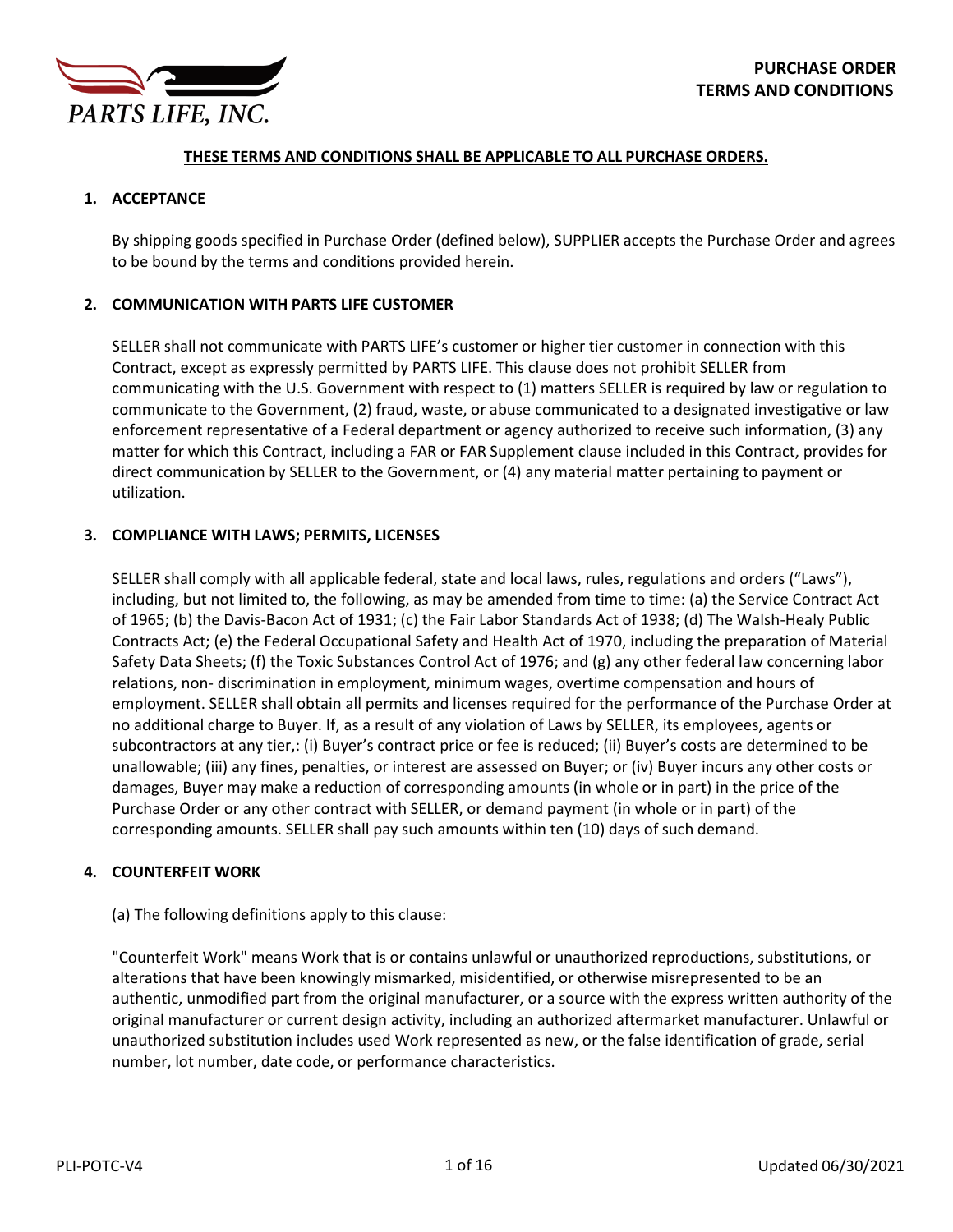PARTS LIFE, INC.

# PURCHASE ORDER TERMS AND CONDITIONS

**THESE TERMS AND CONDITIONS SHALL BE APPLICABLE TO ALL PURCHASE ORDERS.**

## 1. ACCEPTANCE

By shipping goods specified in Purchase Order (defined below), SUPPLIER accepts the Purchase Order and agrees to be bound by the terms and conditions provided herein.

## 2. COMMUNICATION WITH PARTS LIFE CUSTOMER

SELLER shall not communicate with PARTS LIFE's customer or higher tier customer in connection with this Contract, except as expressly permitted by PARTS LIFE. This clause does not prohibit SELLER from communicating with the U.S. Government with respect to (1) matters SELLER is required by law or regulation to communicate to the Government, (2) fraud, waste, or abuse communicated to a designated investigative or law enforcement representative of a Federal department or agency authorized to receive such information, (3) any matter for which this Contract, including a FAR or FAR Supplement clause included in this Contract, provides for direct communication by SELLER to the Government, or (4) any material matter pertaining to payment or utilization.

## 3. COMPLIANCE WITH LAWS; PERMITS, LICENSES

SELLER shall comply with all applicable federal, state and local laws, rules, regulations and orders ("Laws"), including, but not limited to, the following, as may be amended from time to time: (a) the Service Contract Act of 1965; (b) the Davis-Bacon Act of 1931; (c) the Fair Labor Standards Act of 1938; (d) The Walsh-Healy Public Contracts Act; (e) the Federal Occupational Safety and Health Act of 1970, including the preparation of Material Safety Data Sheets; (f) the Toxic Substances Control Act of 1976; and (g) any other federal law concerning labor relations, non- discrimination in employment, minimum wages, overtime compensation and hours of employment. SELLER shall obtain all permits and licenses required for the performance of the Purchase Order at no additional charge to Buyer. If, as a result of any violation of Laws by SELLER, its employees, agents or subcontractors at any tier,: (i) Buyer's contract price or fee is reduced; (ii) Buyer's costs are determined to be unallowable; (iii) any fines, penalties, or interest are assessed on Buyer; or (iv) Buyer incurs any other costs or damages, Buyer may make a reduction of corresponding amounts (in whole or in part) in the price of the Purchase Order or any other contract with SELLER, or demand payment (in whole or in part) of the corresponding amounts. SELLER shall pay such amounts within ten (10) days of such demand.

## 4. COUNTERFEIT WORK

(a) The following definitions apply to this clause:

"Counterfeit Work" means Work that is or contains unlawful or unauthorized reproductions, substitutions, or alterations that have been knowingly mismarked, misidentified, or otherwise misrepresented to be an authentic, unmodified part from the original manufacturer, or a source with the express written authority of the original manufacturer or current design activity, including an authorized aftermarket manufacturer. Unlawful or unauthorized substitution includes used Work represented as new, or the false identification of grade, serial number, lot number, date code, or performance characteristics.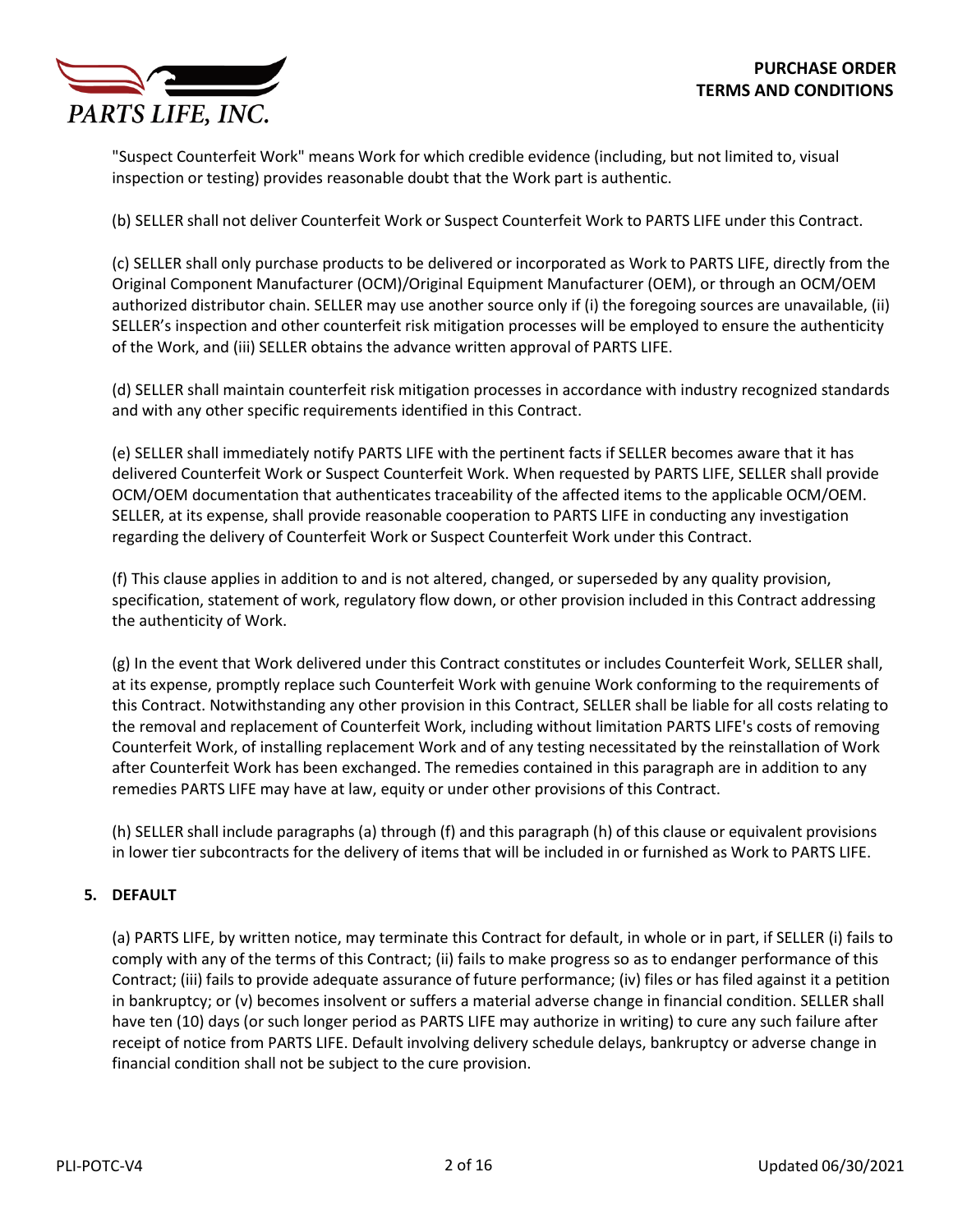"Suspect Counterfeit Work" means Work for which credible evidence (including, but not limited to, visual inspection or testing) provides reasonable doubt that the Work part is authentic.

(b) SELLER shall not deliver Counterfeit Work or Suspect Counterfeit Work to PARTS LIFE under this Contract.

(c) SELLER shall only purchase products to be delivered or incorporated as Work to PARTS LIFE, directly from the Original Component Manufacturer (OCM)/Original Equipment Manufacturer (OEM), or through an OCM/OEM authorized distributor chain. SELLER may use another source only if (i) the foregoing sources are unavailable, (ii) SELLER's inspection and other counterfeit risk mitigation processes will be employed to ensure the authenticity of the Work, and (iii) SELLER obtains the advance written approval of PARTS LIFE.

(d) SELLER shall maintain counterfeit risk mitigation processes in accordance with industry recognized standards and with any other specific requirements identified in this Contract.

(e) SELLER shall immediately notify PARTS LIFE with the pertinent facts if SELLER becomes aware that it has delivered Counterfeit Work or Suspect Counterfeit Work. When requested by PARTS LIFE, SELLER shall provide OCM/OEM documentation that authenticates traceability of the affected items to the applicable OCM/OEM. SELLER, at its expense, shall provide reasonable cooperation to PARTS LIFE in conducting any investigation regarding the delivery of Counterfeit Work or Suspect Counterfeit Work under this Contract.

(f) This clause applies in addition to and is not altered, changed, or superseded by any quality provision, specification, statement of work, regulatory flow down, or other provision included in this Contract addressing the authenticity of Work.

(g) In the event that Work delivered under this Contract constitutes or includes Counterfeit Work, SELLER shall, at its expense, promptly replace such Counterfeit Work with genuine Work conforming to the requirements of this Contract. Notwithstanding any other provision in this Contract, SELLER shall be liable for all costs relating to the removal and replacement of Counterfeit Work, including without limitation PARTS LIFE's costs of removing Counterfeit Work, of installing replacement Work and of any testing necessitated by the reinstallation of Work after Counterfeit Work has been exchanged. The remedies contained in this paragraph are in addition to any remedies PARTS LIFE may have at law, equity or under other provisions of this Contract.

(h) SELLER shall include paragraphs (a) through (f) and this paragraph (h) of this clause or equivalent provisions in lower tier subcontracts for the delivery of items that will be included in or furnished as Work to PARTS LIFE.

## 5. DEFAULT

(a) PARTS LIFE, by written notice, may terminate this Contract for default, in whole or in part, if SELLER (i) fails to comply with any of the terms of this Contract; (ii) fails to make progress so as to endanger performance of this Contract; (iii) fails to provide adequate assurance of future performance; (iv) files or has filed against it a petition in bankruptcy; or (v) becomes insolvent or suffers a material adverse change in financial condition. SELLER shall have ten (10) days (or such longer period as PARTS LIFE may authorize in writing) to cure any such failure after receipt of notice from PARTS LIFE. Default involving delivery schedule delays, bankruptcy or adverse change in financial condition shall not be subject to the cure provision.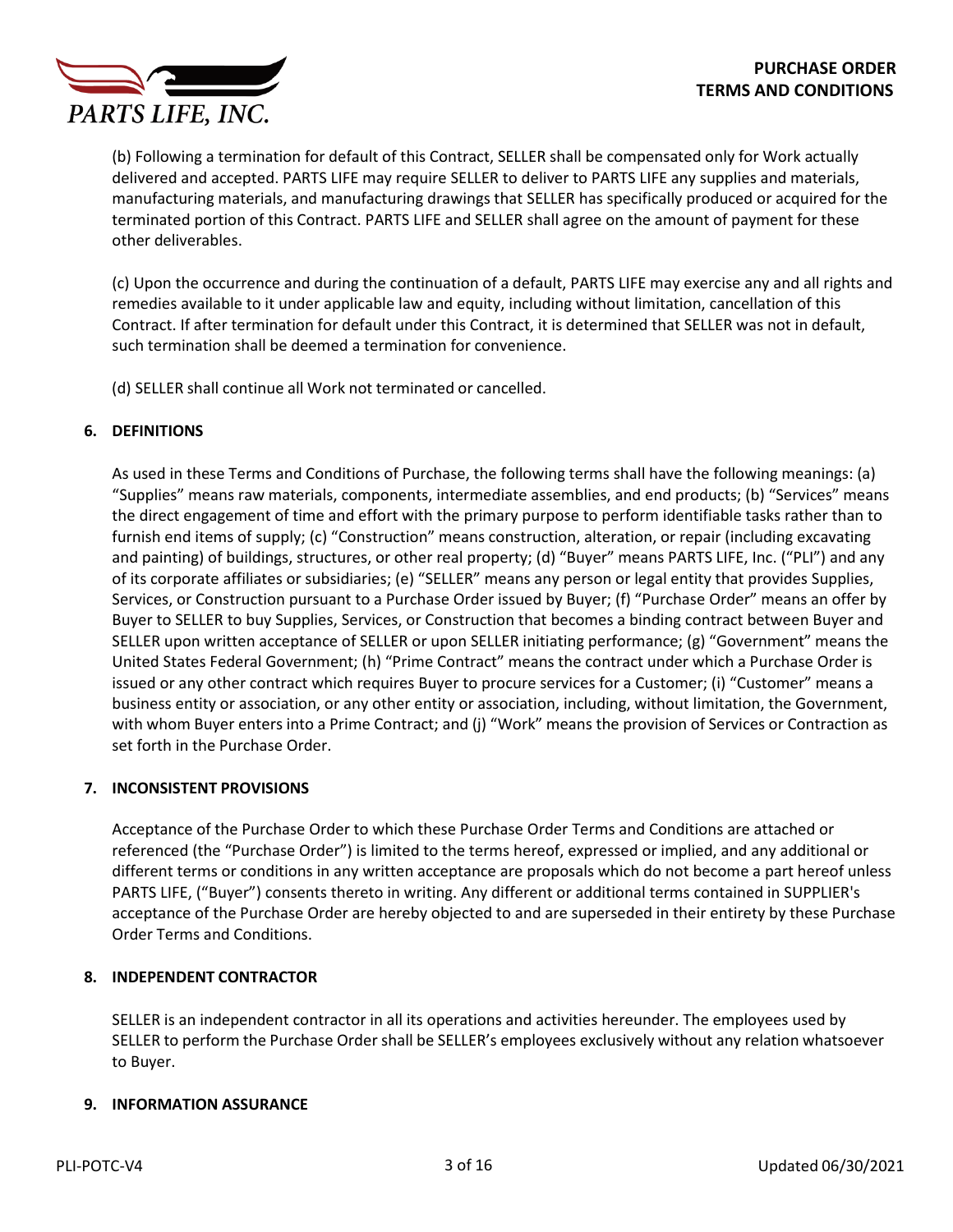(b) Following a termination for default of this Contract, SELLER shall be compensated only for Work actually delivered and accepted. PARTS LIFE may require SELLER to deliver to PARTS LIFE any supplies and materials, manufacturing materials, and manufacturing drawings that SELLER has specifically produced or acquired for the terminated portion of this Contract. PARTS LIFE and SELLER shall agree on the amount of payment for these other deliverables.

(c) Upon the occurrence and during the continuation of a default, PARTS LIFE may exercise any and all rights and remedies available to it under applicable law and equity, including without limitation, cancellation of this Contract. If after termination for default under this Contract, it is determined that SELLER was not in default, such termination shall be deemed a termination for convenience.

(d) SELLER shall continue all Work not terminated or cancelled.

## 6. DEFINITIONS

As used in these Terms and Conditions of Purchase, the following terms shall have the following meanings: (a) "Supplies" means raw materials, components, intermediate assemblies, and end products; (b) "Services" means the direct engagement of time and effort with the primary purpose to perform identifiable tasks rather than to furnish end items of supply; (c) "Construction" means construction, alteration, or repair (including excavating and painting) of buildings, structures, or other real property; (d) "Buyer" means PARTS LIFE, Inc. ("PLI") and any of its corporate affiliates or subsidiaries; (e) "SELLER" means any person or legal entity that provides Supplies, Services, or Construction pursuant to a Purchase Order issued by Buyer; (f) "Purchase Order" means an offer by Buyer to SELLER to buy Supplies, Services, or Construction that becomes a binding contract between Buyer and SELLER upon written acceptance of SELLER or upon SELLER initiating performance; (g) "Government" means the United States Federal Government; (h) "Prime Contract" means the contract under which a Purchase Order is issued or any other contract which requires Buyer to procure services for a Customer; (i) "Customer" means a business entity or association, or any other entity or association, including, without limitation, the Government, with whom Buyer enters into a Prime Contract; and (j) "Work" means the provision of Services or Contraction as set forth in the Purchase Order.

## 7. INCONSISTENT PROVISIONS

Acceptance of the Purchase Order to which these Purchase Order Terms and Conditions are attached or referenced (the "Purchase Order") is limited to the terms hereof, expressed or implied, and any additional or different terms or conditions in any written acceptance are proposals which do not become a part hereof unless PARTS LIFE, ("Buyer") consents thereto in writing. Any different or additional terms contained in SUPPLIER's acceptance of the Purchase Order are hereby objected to and are superseded in their entirety by these Purchase Order Terms and Conditions.

## 8. INDEPENDENT CONTRACTOR

SELLER is an independent contractor in all its operations and activities hereunder. The employees used by SELLER to perform the Purchase Order shall be SELLER's employees exclusively without any relation whatsoever to Buyer.

## 9. INFORMATION ASSURANCE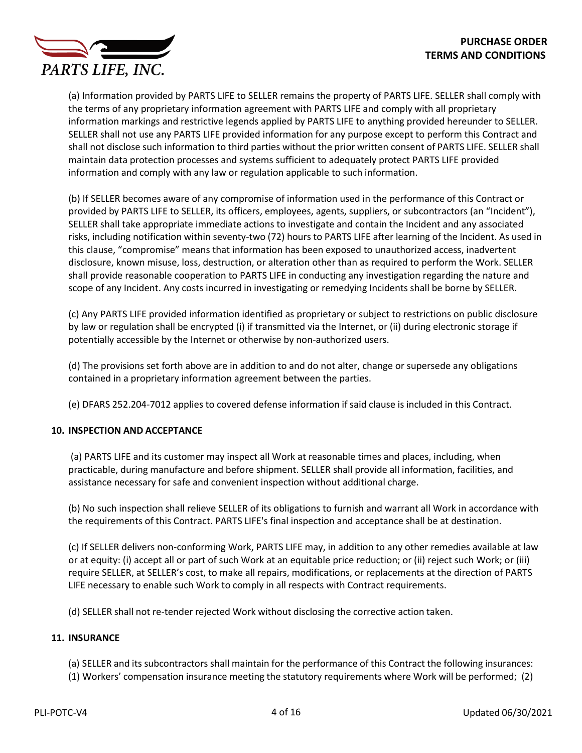(a) Information provided by PARTS LIFE to SELLER remains the property of PARTS LIFE. SELLER shall comply with the terms of any proprietary information agreement with PARTS LIFE and comply with all proprietary information markings and restrictive legends applied by PARTS LIFE to anything provided hereunder to SELLER. SELLER shall not use any PARTS LIFE provided information for any purpose except to perform this Contract and shall not disclose such information to third parties without the prior written consent of PARTS LIFE. SELLER shall maintain data protection processes and systems sufficient to adequately protect PARTS LIFE provided information and comply with any law or regulation applicable to such information.

(b) If SELLER becomes aware of any compromise of information used in the performance of this Contract or provided by PARTS LIFE to SELLER, its officers, employees, agents, suppliers, or subcontractors (an "Incident"), SELLER shall take appropriate immediate actions to investigate and contain the Incident and any associated risks, including notification within seventy-two (72) hours to PARTS LIFE after learning of the Incident. As used in this clause, "compromise" means that information has been exposed to unauthorized access, inadvertent disclosure, known misuse, loss, destruction, or alteration other than as required to perform the Work. SELLER shall provide reasonable cooperation to PARTS LIFE in conducting any investigation regarding the nature and scope of any Incident. Any costs incurred in investigating or remedying Incidents shall be borne by SELLER.

(c) Any PARTS LIFE provided information identified as proprietary or subject to restrictions on public disclosure by law or regulation shall be encrypted (i) if transmitted via the Internet, or (ii) during electronic storage if potentially accessible by the Internet or otherwise by non-authorized users.

(d) The provisions set forth above are in addition to and do not alter, change or supersede any obligations contained in a proprietary information agreement between the parties.

(e) DFARS 252.204-7012 applies to covered defense information if said clause is included in this Contract.

## 10. INSPECTION AND ACCEPTANCE

(a) PARTS LIFE and its customer may inspect all Work at reasonable times and places, including, when practicable, during manufacture and before shipment. SELLER shall provide all information, facilities, and assistance necessary for safe and convenient inspection without additional charge.

(b) No such inspection shall relieve SELLER of its obligations to furnish and warrant all Work in accordance with the requirements of this Contract. PARTS LIFE's final inspection and acceptance shall be at destination.

(c) If SELLER delivers non-conforming Work, PARTS LIFE may, in addition to any other remedies available at law or at equity: (i) accept all or part of such Work at an equitable price reduction; or (ii) reject such Work; or (iii) require SELLER, at SELLER's cost, to make all repairs, modifications, or replacements at the direction of PARTS LIFE necessary to enable such Work to comply in all respects with Contract requirements.

(d) SELLER shall not re-tender rejected Work without disclosing the corrective action taken.

## 11. INSURANCE

(a) SELLER and its subcontractors shall maintain for the performance of this Contract the following insurances:
(1) Workers' compensation insurance meeting the statutory requirements where Work will be performed; (2)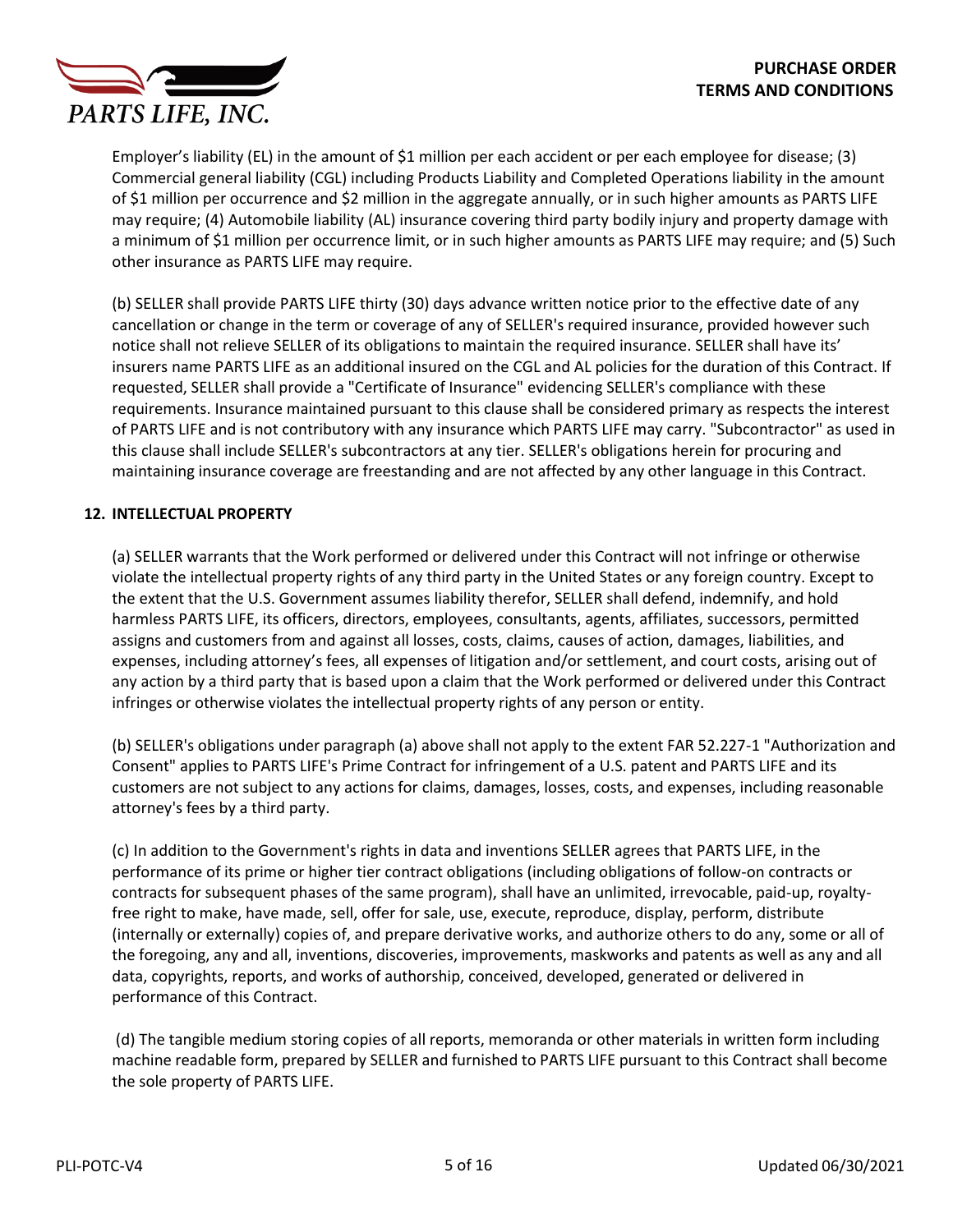Employer's liability (EL) in the amount of $1 million per each accident or per each employee for disease; (3) Commercial general liability (CGL) including Products Liability and Completed Operations liability in the amount of $1 million per occurrence and $2 million in the aggregate annually, or in such higher amounts as PARTS LIFE may require; (4) Automobile liability (AL) insurance covering third party bodily injury and property damage with a minimum of $1 million per occurrence limit, or in such higher amounts as PARTS LIFE may require; and (5) Such other insurance as PARTS LIFE may require.

(b) SELLER shall provide PARTS LIFE thirty (30) days advance written notice prior to the effective date of any cancellation or change in the term or coverage of any of SELLER's required insurance, provided however such notice shall not relieve SELLER of its obligations to maintain the required insurance. SELLER shall have its' insurers name PARTS LIFE as an additional insured on the CGL and AL policies for the duration of this Contract. If requested, SELLER shall provide a "Certificate of Insurance" evidencing SELLER's compliance with these requirements. Insurance maintained pursuant to this clause shall be considered primary as respects the interest of PARTS LIFE and is not contributory with any insurance which PARTS LIFE may carry. "Subcontractor" as used in this clause shall include SELLER's subcontractors at any tier. SELLER's obligations herein for procuring and maintaining insurance coverage are freestanding and are not affected by any other language in this Contract.

**12. INTELLECTUAL PROPERTY**

(a) SELLER warrants that the Work performed or delivered under this Contract will not infringe or otherwise violate the intellectual property rights of any third party in the United States or any foreign country. Except to the extent that the U.S. Government assumes liability therefor, SELLER shall defend, indemnify, and hold harmless PARTS LIFE, its officers, directors, employees, consultants, agents, affiliates, successors, permitted assigns and customers from and against all losses, costs, claims, causes of action, damages, liabilities, and expenses, including attorney's fees, all expenses of litigation and/or settlement, and court costs, arising out of any action by a third party that is based upon a claim that the Work performed or delivered under this Contract infringes or otherwise violates the intellectual property rights of any person or entity.

(b) SELLER's obligations under paragraph (a) above shall not apply to the extent FAR 52.227-1 "Authorization and Consent" applies to PARTS LIFE's Prime Contract for infringement of a U.S. patent and PARTS LIFE and its customers are not subject to any actions for claims, damages, losses, costs, and expenses, including reasonable attorney's fees by a third party.

(c) In addition to the Government's rights in data and inventions SELLER agrees that PARTS LIFE, in the performance of its prime or higher tier contract obligations (including obligations of follow-on contracts or contracts for subsequent phases of the same program), shall have an unlimited, irrevocable, paid-up, royalty-free right to make, have made, sell, offer for sale, use, execute, reproduce, display, perform, distribute (internally or externally) copies of, and prepare derivative works, and authorize others to do any, some or all of the foregoing, any and all, inventions, discoveries, improvements, maskworks and patents as well as any and all data, copyrights, reports, and works of authorship, conceived, developed, generated or delivered in performance of this Contract.

(d) The tangible medium storing copies of all reports, memoranda or other materials in written form including machine readable form, prepared by SELLER and furnished to PARTS LIFE pursuant to this Contract shall become the sole property of PARTS LIFE.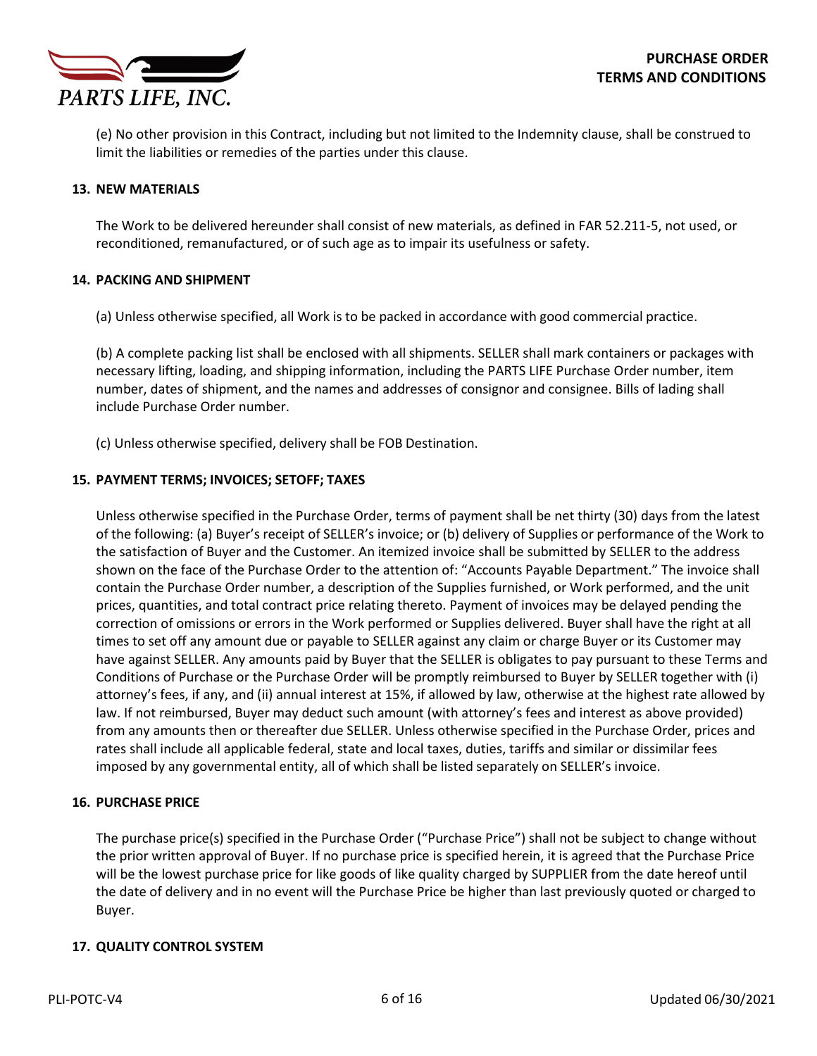(e) No other provision in this Contract, including but not limited to the Indemnity clause, shall be construed to limit the liabilities or remedies of the parties under this clause.

## 13. NEW MATERIALS

The Work to be delivered hereunder shall consist of new materials, as defined in FAR 52.211-5, not used, or reconditioned, remanufactured, or of such age as to impair its usefulness or safety.

## 14. PACKING AND SHIPMENT

(a) Unless otherwise specified, all Work is to be packed in accordance with good commercial practice.

(b) A complete packing list shall be enclosed with all shipments. SELLER shall mark containers or packages with necessary lifting, loading, and shipping information, including the PARTS LIFE Purchase Order number, item number, dates of shipment, and the names and addresses of consignor and consignee. Bills of lading shall include Purchase Order number.

(c) Unless otherwise specified, delivery shall be FOB Destination.

## 15. PAYMENT TERMS; INVOICES; SETOFF; TAXES

Unless otherwise specified in the Purchase Order, terms of payment shall be net thirty (30) days from the latest of the following: (a) Buyer's receipt of SELLER's invoice; or (b) delivery of Supplies or performance of the Work to the satisfaction of Buyer and the Customer. An itemized invoice shall be submitted by SELLER to the address shown on the face of the Purchase Order to the attention of: "Accounts Payable Department." The invoice shall contain the Purchase Order number, a description of the Supplies furnished, or Work performed, and the unit prices, quantities, and total contract price relating thereto. Payment of invoices may be delayed pending the correction of omissions or errors in the Work performed or Supplies delivered. Buyer shall have the right at all times to set off any amount due or payable to SELLER against any claim or charge Buyer or its Customer may have against SELLER. Any amounts paid by Buyer that the SELLER is obligates to pay pursuant to these Terms and Conditions of Purchase or the Purchase Order will be promptly reimbursed to Buyer by SELLER together with (i) attorney's fees, if any, and (ii) annual interest at 15%, if allowed by law, otherwise at the highest rate allowed by law. If not reimbursed, Buyer may deduct such amount (with attorney's fees and interest as above provided) from any amounts then or thereafter due SELLER. Unless otherwise specified in the Purchase Order, prices and rates shall include all applicable federal, state and local taxes, duties, tariffs and similar or dissimilar fees imposed by any governmental entity, all of which shall be listed separately on SELLER's invoice.

## 16. PURCHASE PRICE

The purchase price(s) specified in the Purchase Order ("Purchase Price") shall not be subject to change without the prior written approval of Buyer. If no purchase price is specified herein, it is agreed that the Purchase Price will be the lowest purchase price for like goods of like quality charged by SUPPLIER from the date hereof until the date of delivery and in no event will the Purchase Price be higher than last previously quoted or charged to Buyer.

## 17. QUALITY CONTROL SYSTEM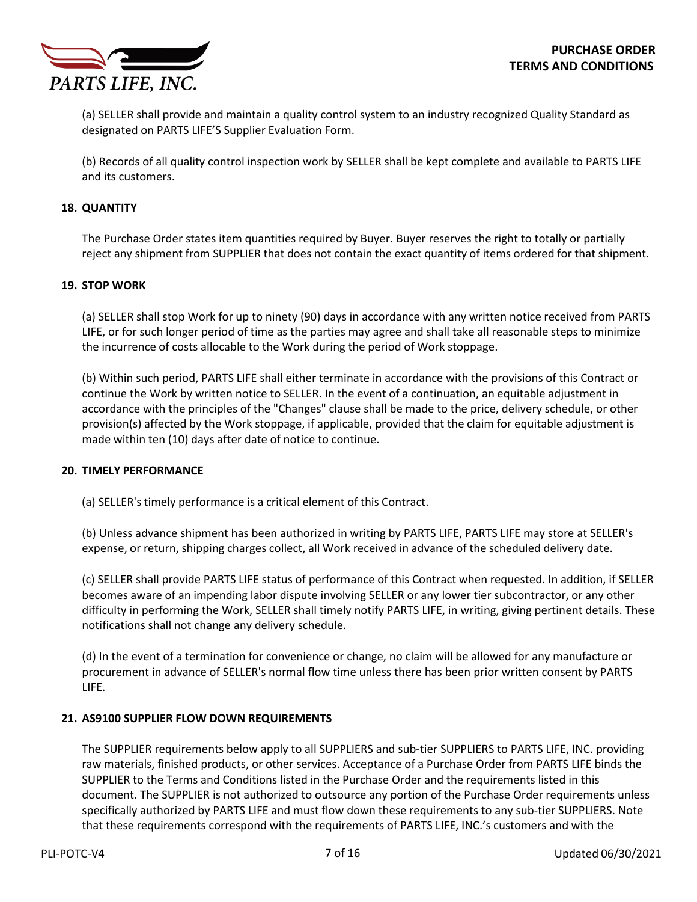(a) SELLER shall provide and maintain a quality control system to an industry recognized Quality Standard as designated on PARTS LIFE'S Supplier Evaluation Form.

(b) Records of all quality control inspection work by SELLER shall be kept complete and available to PARTS LIFE and its customers.

## 18. QUANTITY

The Purchase Order states item quantities required by Buyer. Buyer reserves the right to totally or partially reject any shipment from SUPPLIER that does not contain the exact quantity of items ordered for that shipment.

## 19. STOP WORK

(a) SELLER shall stop Work for up to ninety (90) days in accordance with any written notice received from PARTS LIFE, or for such longer period of time as the parties may agree and shall take all reasonable steps to minimize the incurrence of costs allocable to the Work during the period of Work stoppage.

(b) Within such period, PARTS LIFE shall either terminate in accordance with the provisions of this Contract or continue the Work by written notice to SELLER. In the event of a continuation, an equitable adjustment in accordance with the principles of the "Changes" clause shall be made to the price, delivery schedule, or other provision(s) affected by the Work stoppage, if applicable, provided that the claim for equitable adjustment is made within ten (10) days after date of notice to continue.

## 20. TIMELY PERFORMANCE

(a) SELLER's timely performance is a critical element of this Contract.

(b) Unless advance shipment has been authorized in writing by PARTS LIFE, PARTS LIFE may store at SELLER's expense, or return, shipping charges collect, all Work received in advance of the scheduled delivery date.

(c) SELLER shall provide PARTS LIFE status of performance of this Contract when requested. In addition, if SELLER becomes aware of an impending labor dispute involving SELLER or any lower tier subcontractor, or any other difficulty in performing the Work, SELLER shall timely notify PARTS LIFE, in writing, giving pertinent details. These notifications shall not change any delivery schedule.

(d) In the event of a termination for convenience or change, no claim will be allowed for any manufacture or procurement in advance of SELLER's normal flow time unless there has been prior written consent by PARTS LIFE.

## 21. AS9100 SUPPLIER FLOW DOWN REQUIREMENTS

The SUPPLIER requirements below apply to all SUPPLIERS and sub-tier SUPPLIERS to PARTS LIFE, INC. providing raw materials, finished products, or other services. Acceptance of a Purchase Order from PARTS LIFE binds the SUPPLIER to the Terms and Conditions listed in the Purchase Order and the requirements listed in this document. The SUPPLIER is not authorized to outsource any portion of the Purchase Order requirements unless specifically authorized by PARTS LIFE and must flow down these requirements to any sub-tier SUPPLIERS. Note that these requirements correspond with the requirements of PARTS LIFE, INC.'s customers and with the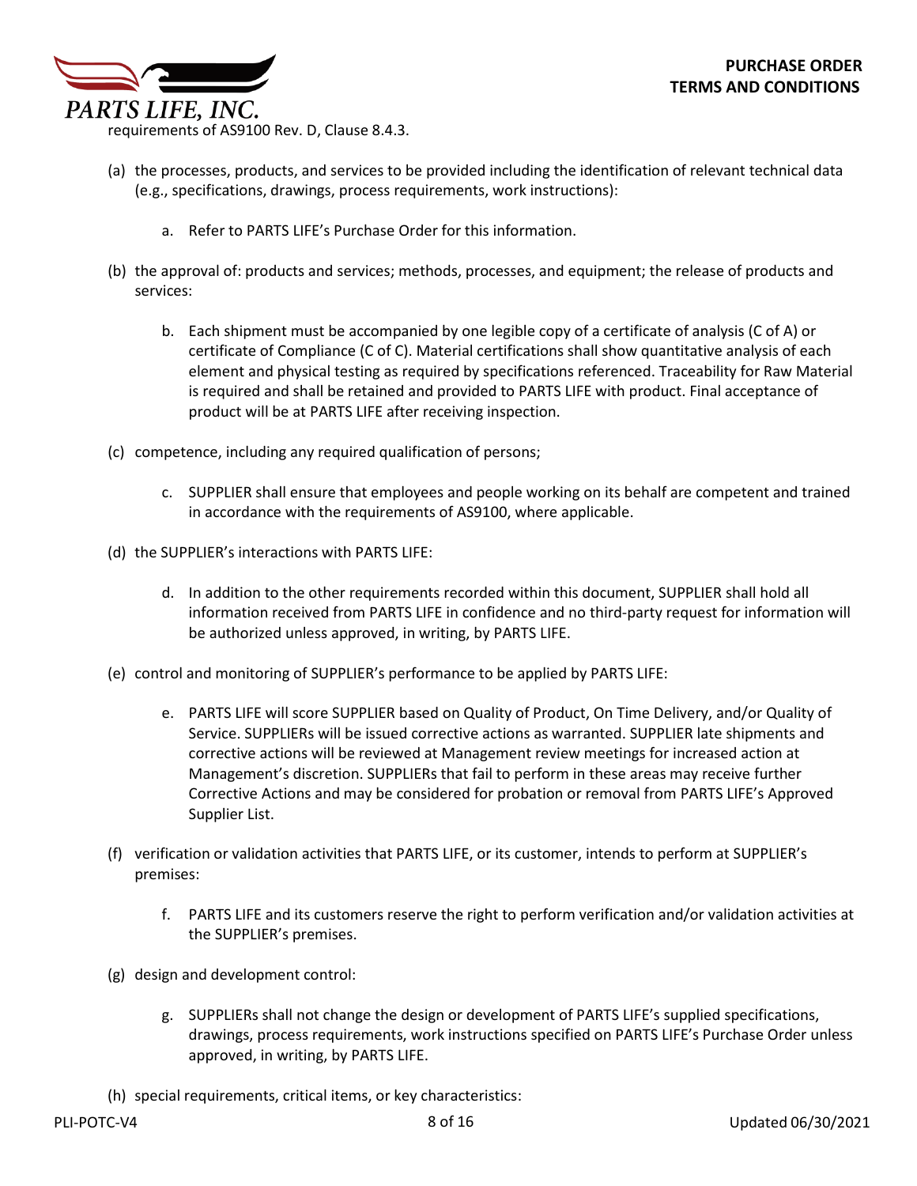requirements of AS9100 Rev. D, Clause 8.4.3.

(a) the processes, products, and services to be provided including the identification of relevant technical data (e.g., specifications, drawings, process requirements, work instructions):

  a. Refer to PARTS LIFE's Purchase Order for this information.

(b) the approval of: products and services; methods, processes, and equipment; the release of products and services:

  b. Each shipment must be accompanied by one legible copy of a certificate of analysis (C of A) or certificate of Compliance (C of C). Material certifications shall show quantitative analysis of each element and physical testing as required by specifications referenced. Traceability for Raw Material is required and shall be retained and provided to PARTS LIFE with product. Final acceptance of product will be at PARTS LIFE after receiving inspection.

(c) competence, including any required qualification of persons;

  c. SUPPLIER shall ensure that employees and people working on its behalf are competent and trained in accordance with the requirements of AS9100, where applicable.

(d) the SUPPLIER's interactions with PARTS LIFE:

  d. In addition to the other requirements recorded within this document, SUPPLIER shall hold all information received from PARTS LIFE in confidence and no third-party request for information will be authorized unless approved, in writing, by PARTS LIFE.

(e) control and monitoring of SUPPLIER's performance to be applied by PARTS LIFE:

  e. PARTS LIFE will score SUPPLIER based on Quality of Product, On Time Delivery, and/or Quality of Service. SUPPLIERs will be issued corrective actions as warranted. SUPPLIER late shipments and corrective actions will be reviewed at Management review meetings for increased action at Management's discretion. SUPPLIERs that fail to perform in these areas may receive further Corrective Actions and may be considered for probation or removal from PARTS LIFE's Approved Supplier List.

(f) verification or validation activities that PARTS LIFE, or its customer, intends to perform at SUPPLIER's premises:

  f. PARTS LIFE and its customers reserve the right to perform verification and/or validation activities at the SUPPLIER's premises.

(g) design and development control:

  g. SUPPLIERs shall not change the design or development of PARTS LIFE's supplied specifications, drawings, process requirements, work instructions specified on PARTS LIFE's Purchase Order unless approved, in writing, by PARTS LIFE.

(h) special requirements, critical items, or key characteristics: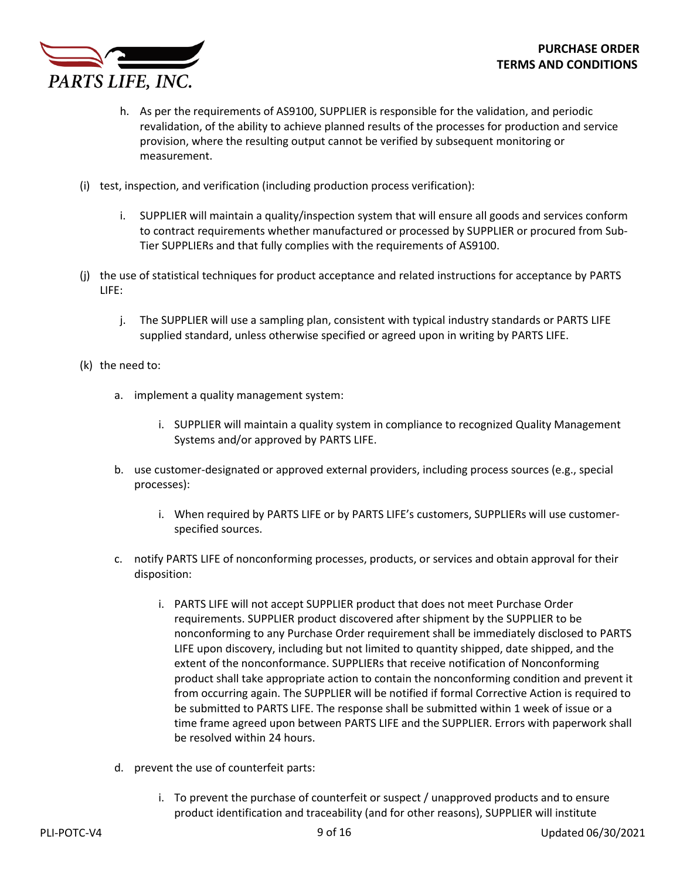h. As per the requirements of AS9100, SUPPLIER is responsible for the validation, and periodic revalidation, of the ability to achieve planned results of the processes for production and service provision, where the resulting output cannot be verified by subsequent monitoring or measurement.

(i) test, inspection, and verification (including production process verification):

i. SUPPLIER will maintain a quality/inspection system that will ensure all goods and services conform to contract requirements whether manufactured or processed by SUPPLIER or procured from Sub-Tier SUPPLIERs and that fully complies with the requirements of AS9100.

(j) the use of statistical techniques for product acceptance and related instructions for acceptance by PARTS LIFE:

j. The SUPPLIER will use a sampling plan, consistent with typical industry standards or PARTS LIFE supplied standard, unless otherwise specified or agreed upon in writing by PARTS LIFE.

(k) the need to:

a. implement a quality management system:

   i. SUPPLIER will maintain a quality system in compliance to recognized Quality Management Systems and/or approved by PARTS LIFE.

b. use customer-designated or approved external providers, including process sources (e.g., special processes):

   i. When required by PARTS LIFE or by PARTS LIFE's customers, SUPPLIERs will use customer-specified sources.

c. notify PARTS LIFE of nonconforming processes, products, or services and obtain approval for their disposition:

   i. PARTS LIFE will not accept SUPPLIER product that does not meet Purchase Order requirements. SUPPLIER product discovered after shipment by the SUPPLIER to be nonconforming to any Purchase Order requirement shall be immediately disclosed to PARTS LIFE upon discovery, including but not limited to quantity shipped, date shipped, and the extent of the nonconformance. SUPPLIERs that receive notification of Nonconforming product shall take appropriate action to contain the nonconforming condition and prevent it from occurring again. The SUPPLIER will be notified if formal Corrective Action is required to be submitted to PARTS LIFE. The response shall be submitted within 1 week of issue or a time frame agreed upon between PARTS LIFE and the SUPPLIER. Errors with paperwork shall be resolved within 24 hours.

d. prevent the use of counterfeit parts:

   i. To prevent the purchase of counterfeit or suspect / unapproved products and to ensure product identification and traceability (and for other reasons), SUPPLIER will institute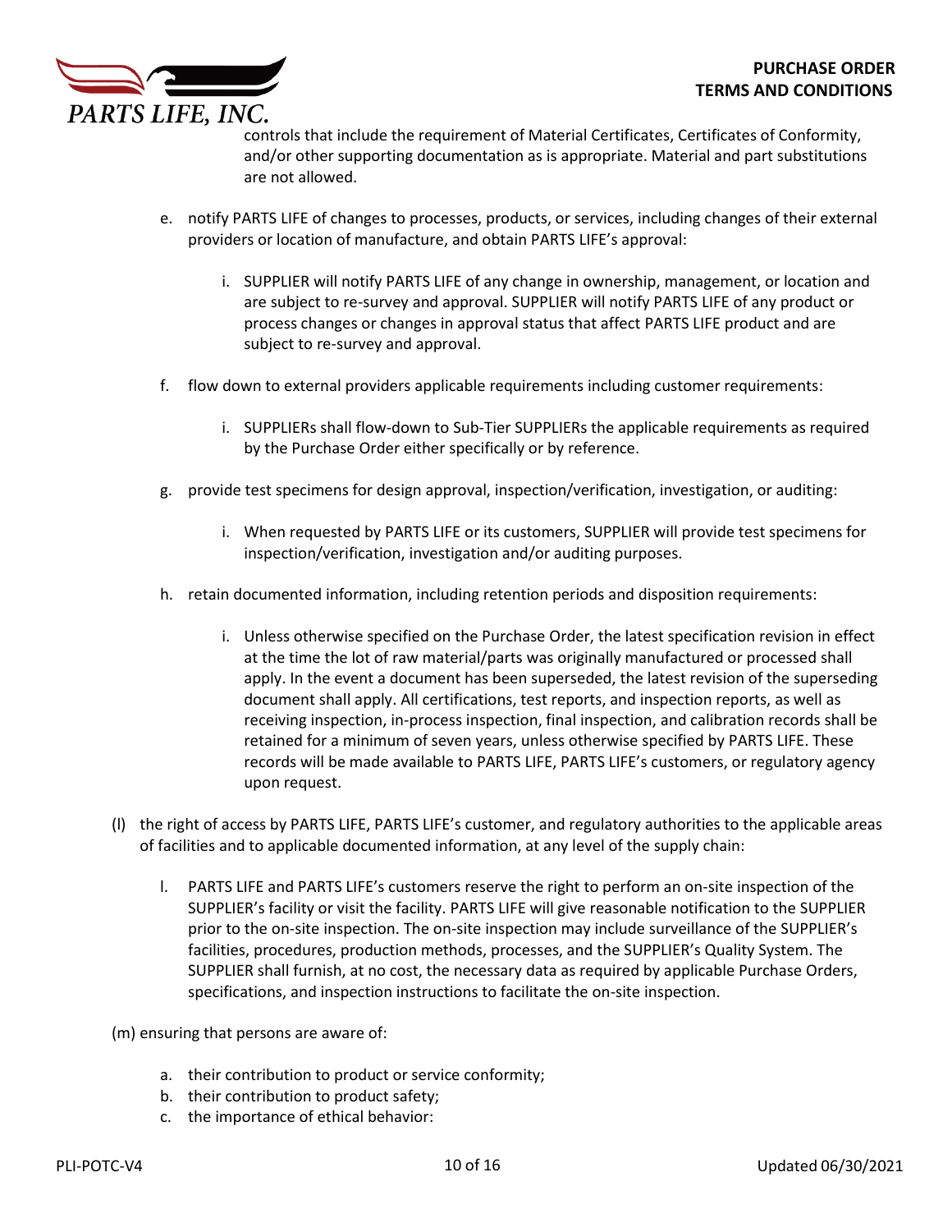controls that include the requirement of Material Certificates, Certificates of Conformity, and/or other supporting documentation as is appropriate. Material and part substitutions are not allowed.

e. notify PARTS LIFE of changes to processes, products, or services, including changes of their external providers or location of manufacture, and obtain PARTS LIFE's approval:

   i. SUPPLIER will notify PARTS LIFE of any change in ownership, management, or location and are subject to re-survey and approval. SUPPLIER will notify PARTS LIFE of any product or process changes or changes in approval status that affect PARTS LIFE product and are subject to re-survey and approval.

f. flow down to external providers applicable requirements including customer requirements:

   i. SUPPLIERs shall flow-down to Sub-Tier SUPPLIERs the applicable requirements as required by the Purchase Order either specifically or by reference.

g. provide test specimens for design approval, inspection/verification, investigation, or auditing:

   i. When requested by PARTS LIFE or its customers, SUPPLIER will provide test specimens for inspection/verification, investigation and/or auditing purposes.

h. retain documented information, including retention periods and disposition requirements:

   i. Unless otherwise specified on the Purchase Order, the latest specification revision in effect at the time the lot of raw material/parts was originally manufactured or processed shall apply. In the event a document has been superseded, the latest revision of the superseding document shall apply. All certifications, test reports, and inspection reports, as well as receiving inspection, in-process inspection, final inspection, and calibration records shall be retained for a minimum of seven years, unless otherwise specified by PARTS LIFE. These records will be made available to PARTS LIFE, PARTS LIFE's customers, or regulatory agency upon request.

(l) the right of access by PARTS LIFE, PARTS LIFE's customer, and regulatory authorities to the applicable areas of facilities and to applicable documented information, at any level of the supply chain:

   I. PARTS LIFE and PARTS LIFE's customers reserve the right to perform an on-site inspection of the SUPPLIER's facility or visit the facility. PARTS LIFE will give reasonable notification to the SUPPLIER prior to the on-site inspection. The on-site inspection may include surveillance of the SUPPLIER's facilities, procedures, production methods, processes, and the SUPPLIER's Quality System. The SUPPLIER shall furnish, at no cost, the necessary data as required by applicable Purchase Orders, specifications, and inspection instructions to facilitate the on-site inspection.

(m) ensuring that persons are aware of:

a. their contribution to product or service conformity;
b. their contribution to product safety;
c. the importance of ethical behavior: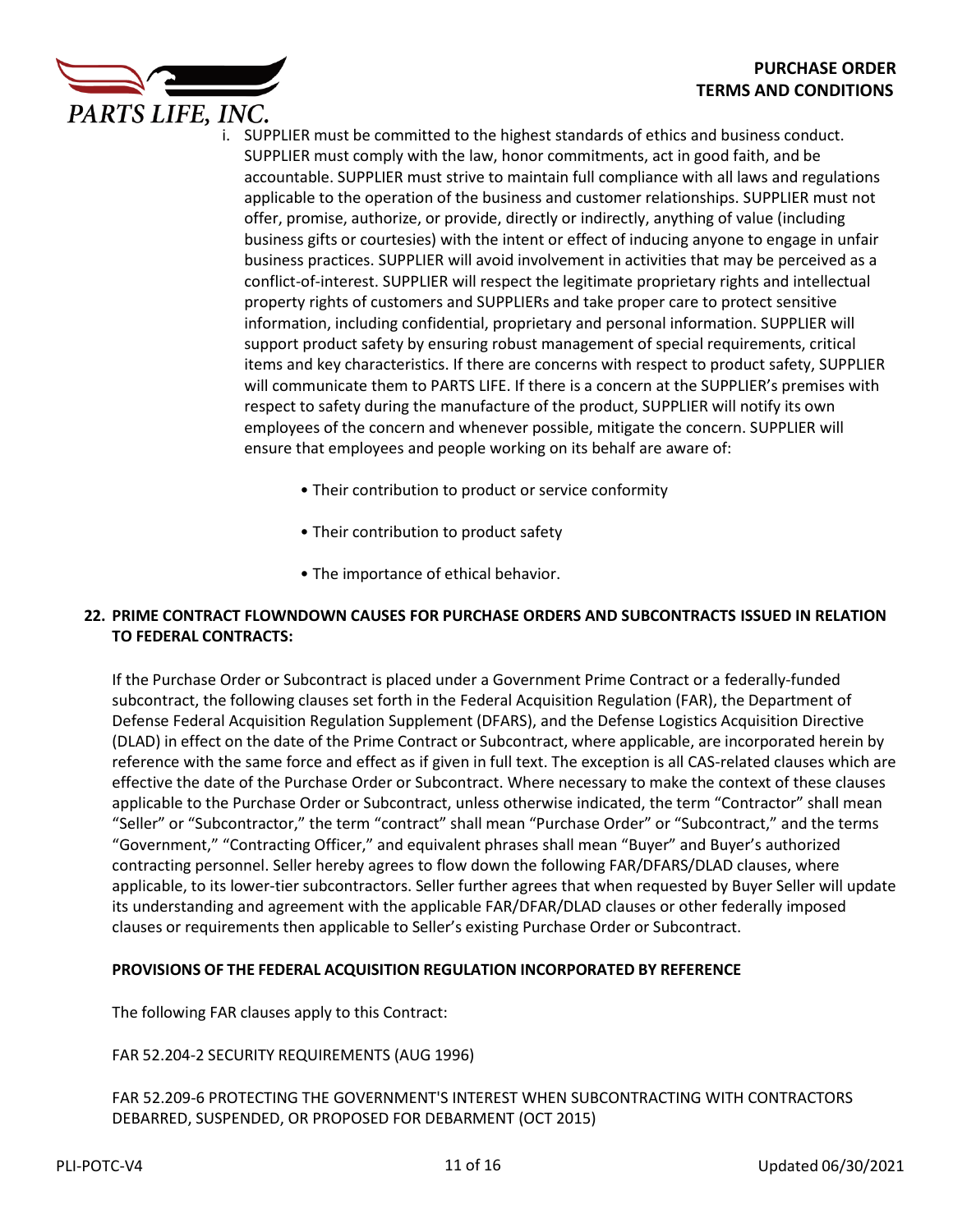i. SUPPLIER must be committed to the highest standards of ethics and business conduct. SUPPLIER must comply with the law, honor commitments, act in good faith, and be accountable. SUPPLIER must strive to maintain full compliance with all laws and regulations applicable to the operation of the business and customer relationships. SUPPLIER must not offer, promise, authorize, or provide, directly or indirectly, anything of value (including business gifts or courtesies) with the intent or effect of inducing anyone to engage in unfair business practices. SUPPLIER will avoid involvement in activities that may be perceived as a conflict-of-interest. SUPPLIER will respect the legitimate proprietary rights and intellectual property rights of customers and SUPPLIERs and take proper care to protect sensitive information, including confidential, proprietary and personal information. SUPPLIER will support product safety by ensuring robust management of special requirements, critical items and key characteristics. If there are concerns with respect to product safety, SUPPLIER will communicate them to PARTS LIFE. If there is a concern at the SUPPLIER's premises with respect to safety during the manufacture of the product, SUPPLIER will notify its own employees of the concern and whenever possible, mitigate the concern. SUPPLIER will ensure that employees and people working on its behalf are aware of:

   - Their contribution to product or service conformity
   - Their contribution to product safety
   - The importance of ethical behavior.

## 22. PRIME CONTRACT FLOWNDOWN CAUSES FOR PURCHASE ORDERS AND SUBCONTRACTS ISSUED IN RELATION TO FEDERAL CONTRACTS:

If the Purchase Order or Subcontract is placed under a Government Prime Contract or a federally-funded subcontract, the following clauses set forth in the Federal Acquisition Regulation (FAR), the Department of Defense Federal Acquisition Regulation Supplement (DFARS), and the Defense Logistics Acquisition Directive (DLAD) in effect on the date of the Prime Contract or Subcontract, where applicable, are incorporated herein by reference with the same force and effect as if given in full text. The exception is all CAS-related clauses which are effective the date of the Purchase Order or Subcontract. Where necessary to make the context of these clauses applicable to the Purchase Order or Subcontract, unless otherwise indicated, the term "Contractor" shall mean "Seller" or "Subcontractor," the term "contract" shall mean "Purchase Order" or "Subcontract," and the terms "Government," "Contracting Officer," and equivalent phrases shall mean "Buyer" and Buyer's authorized contracting personnel. Seller hereby agrees to flow down the following FAR/DFARS/DLAD clauses, where applicable, to its lower-tier subcontractors. Seller further agrees that when requested by Buyer Seller will update its understanding and agreement with the applicable FAR/DFAR/DLAD clauses or other federally imposed clauses or requirements then applicable to Seller's existing Purchase Order or Subcontract.

### PROVISIONS OF THE FEDERAL ACQUISITION REGULATION INCORPORATED BY REFERENCE

The following FAR clauses apply to this Contract:

FAR 52.204-2 SECURITY REQUIREMENTS (AUG 1996)

FAR 52.209-6 PROTECTING THE GOVERNMENT'S INTEREST WHEN SUBCONTRACTING WITH CONTRACTORS DEBARRED, SUSPENDED, OR PROPOSED FOR DEBARMENT (OCT 2015)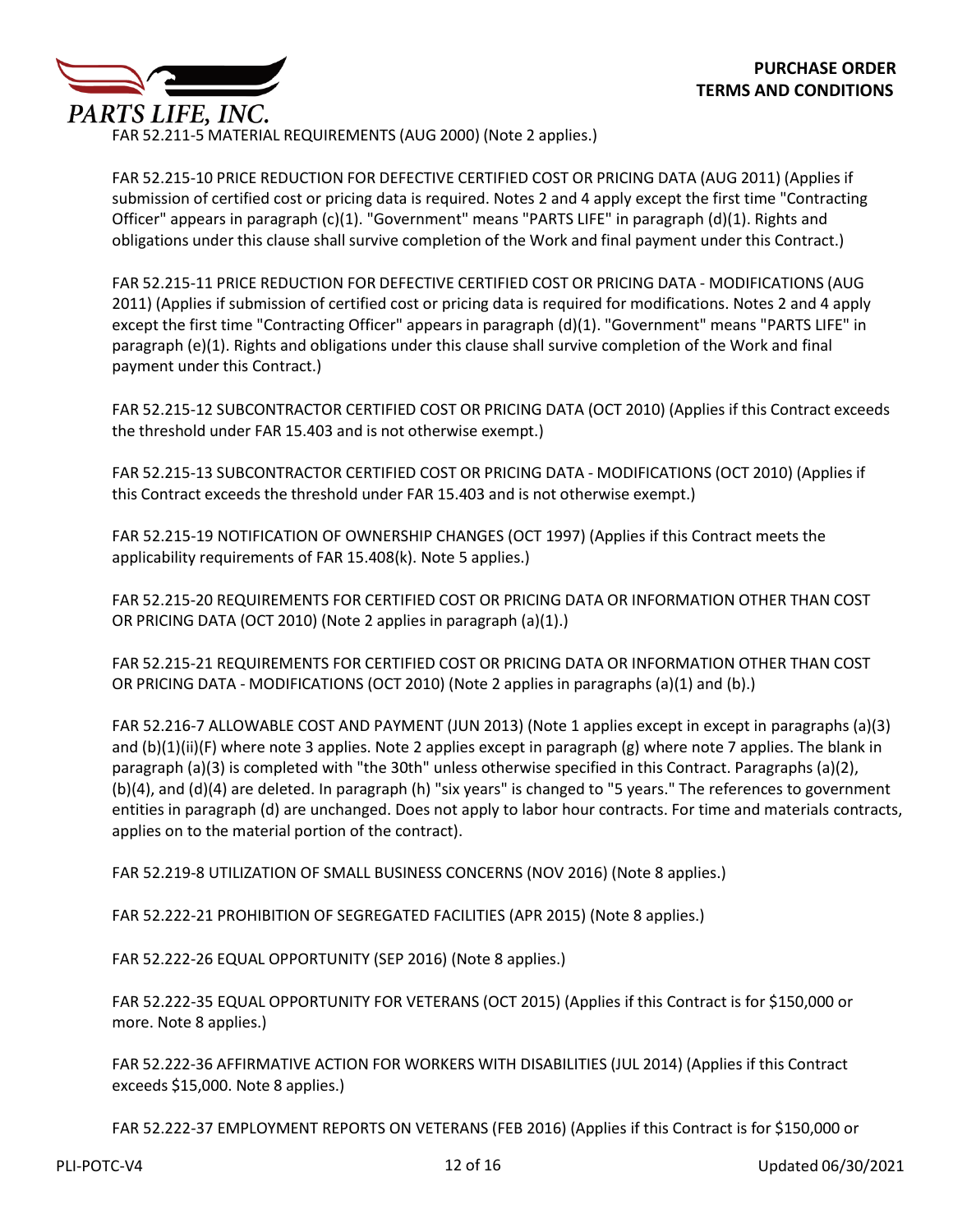FAR 52.211-5 MATERIAL REQUIREMENTS (AUG 2000) (Note 2 applies.)

FAR 52.215-10 PRICE REDUCTION FOR DEFECTIVE CERTIFIED COST OR PRICING DATA (AUG 2011) (Applies if submission of certified cost or pricing data is required. Notes 2 and 4 apply except the first time "Contracting Officer" appears in paragraph (c)(1). "Government" means "PARTS LIFE" in paragraph (d)(1). Rights and obligations under this clause shall survive completion of the Work and final payment under this Contract.)

FAR 52.215-11 PRICE REDUCTION FOR DEFECTIVE CERTIFIED COST OR PRICING DATA - MODIFICATIONS (AUG 2011) (Applies if submission of certified cost or pricing data is required for modifications. Notes 2 and 4 apply except the first time "Contracting Officer" appears in paragraph (d)(1). "Government" means "PARTS LIFE" in paragraph (e)(1). Rights and obligations under this clause shall survive completion of the Work and final payment under this Contract.)

FAR 52.215-12 SUBCONTRACTOR CERTIFIED COST OR PRICING DATA (OCT 2010) (Applies if this Contract exceeds the threshold under FAR 15.403 and is not otherwise exempt.)

FAR 52.215-13 SUBCONTRACTOR CERTIFIED COST OR PRICING DATA - MODIFICATIONS (OCT 2010) (Applies if this Contract exceeds the threshold under FAR 15.403 and is not otherwise exempt.)

FAR 52.215-19 NOTIFICATION OF OWNERSHIP CHANGES (OCT 1997) (Applies if this Contract meets the applicability requirements of FAR 15.408(k). Note 5 applies.)

FAR 52.215-20 REQUIREMENTS FOR CERTIFIED COST OR PRICING DATA OR INFORMATION OTHER THAN COST OR PRICING DATA (OCT 2010) (Note 2 applies in paragraph (a)(1).)

FAR 52.215-21 REQUIREMENTS FOR CERTIFIED COST OR PRICING DATA OR INFORMATION OTHER THAN COST OR PRICING DATA - MODIFICATIONS (OCT 2010) (Note 2 applies in paragraphs (a)(1) and (b).)

FAR 52.216-7 ALLOWABLE COST AND PAYMENT (JUN 2013) (Note 1 applies except in except in paragraphs (a)(3) and (b)(1)(ii)(F) where note 3 applies. Note 2 applies except in paragraph (g) where note 7 applies. The blank in paragraph (a)(3) is completed with "the 30th" unless otherwise specified in this Contract. Paragraphs (a)(2), (b)(4), and (d)(4) are deleted. In paragraph (h) "six years" is changed to "5 years." The references to government entities in paragraph (d) are unchanged. Does not apply to labor hour contracts. For time and materials contracts, applies on to the material portion of the contract).

FAR 52.219-8 UTILIZATION OF SMALL BUSINESS CONCERNS (NOV 2016) (Note 8 applies.)

FAR 52.222-21 PROHIBITION OF SEGREGATED FACILITIES (APR 2015) (Note 8 applies.)

FAR 52.222-26 EQUAL OPPORTUNITY (SEP 2016) (Note 8 applies.)

FAR 52.222-35 EQUAL OPPORTUNITY FOR VETERANS (OCT 2015) (Applies if this Contract is for $150,000 or more. Note 8 applies.)

FAR 52.222-36 AFFIRMATIVE ACTION FOR WORKERS WITH DISABILITIES (JUL 2014) (Applies if this Contract exceeds $15,000. Note 8 applies.)

FAR 52.222-37 EMPLOYMENT REPORTS ON VETERANS (FEB 2016) (Applies if this Contract is for $150,000 or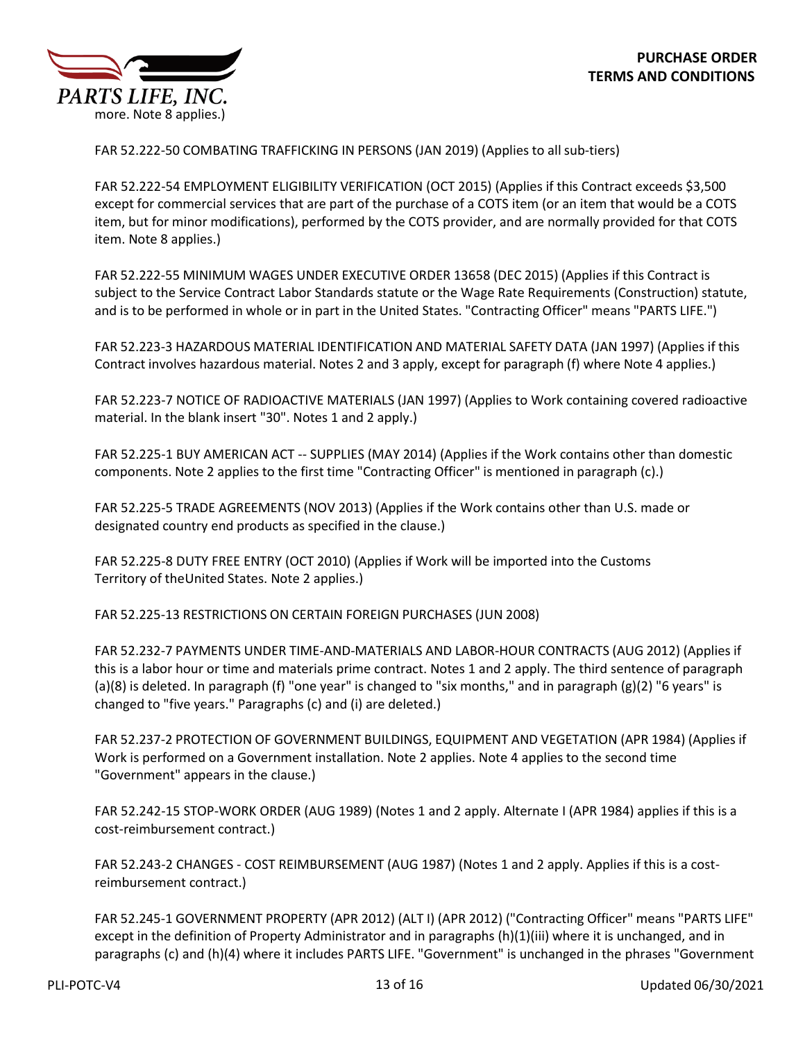more. Note 8 applies.)

FAR 52.222-50 COMBATING TRAFFICKING IN PERSONS (JAN 2019) (Applies to all sub-tiers)

FAR 52.222-54 EMPLOYMENT ELIGIBILITY VERIFICATION (OCT 2015) (Applies if this Contract exceeds $3,500 except for commercial services that are part of the purchase of a COTS item (or an item that would be a COTS item, but for minor modifications), performed by the COTS provider, and are normally provided for that COTS item. Note 8 applies.)

FAR 52.222-55 MINIMUM WAGES UNDER EXECUTIVE ORDER 13658 (DEC 2015) (Applies if this Contract is subject to the Service Contract Labor Standards statute or the Wage Rate Requirements (Construction) statute, and is to be performed in whole or in part in the United States. "Contracting Officer" means "PARTS LIFE.")

FAR 52.223-3 HAZARDOUS MATERIAL IDENTIFICATION AND MATERIAL SAFETY DATA (JAN 1997) (Applies if this Contract involves hazardous material. Notes 2 and 3 apply, except for paragraph (f) where Note 4 applies.)

FAR 52.223-7 NOTICE OF RADIOACTIVE MATERIALS (JAN 1997) (Applies to Work containing covered radioactive material. In the blank insert "30". Notes 1 and 2 apply.)

FAR 52.225-1 BUY AMERICAN ACT -- SUPPLIES (MAY 2014) (Applies if the Work contains other than domestic components. Note 2 applies to the first time "Contracting Officer" is mentioned in paragraph (c).)

FAR 52.225-5 TRADE AGREEMENTS (NOV 2013) (Applies if the Work contains other than U.S. made or designated country end products as specified in the clause.)

FAR 52.225-8 DUTY FREE ENTRY (OCT 2010) (Applies if Work will be imported into the Customs Territory of theUnited States. Note 2 applies.)

FAR 52.225-13 RESTRICTIONS ON CERTAIN FOREIGN PURCHASES (JUN 2008)

FAR 52.232-7 PAYMENTS UNDER TIME-AND-MATERIALS AND LABOR-HOUR CONTRACTS (AUG 2012) (Applies if this is a labor hour or time and materials prime contract. Notes 1 and 2 apply. The third sentence of paragraph (a)(8) is deleted. In paragraph (f) "one year" is changed to "six months," and in paragraph (g)(2) "6 years" is changed to "five years." Paragraphs (c) and (i) are deleted.)

FAR 52.237-2 PROTECTION OF GOVERNMENT BUILDINGS, EQUIPMENT AND VEGETATION (APR 1984) (Applies if Work is performed on a Government installation. Note 2 applies. Note 4 applies to the second time "Government" appears in the clause.)

FAR 52.242-15 STOP-WORK ORDER (AUG 1989) (Notes 1 and 2 apply. Alternate I (APR 1984) applies if this is a cost-reimbursement contract.)

FAR 52.243-2 CHANGES - COST REIMBURSEMENT (AUG 1987) (Notes 1 and 2 apply. Applies if this is a cost-reimbursement contract.)

FAR 52.245-1 GOVERNMENT PROPERTY (APR 2012) (ALT I) (APR 2012) ("Contracting Officer" means "PARTS LIFE" except in the definition of Property Administrator and in paragraphs (h)(1)(iii) where it is unchanged, and in paragraphs (c) and (h)(4) where it includes PARTS LIFE. "Government" is unchanged in the phrases "Government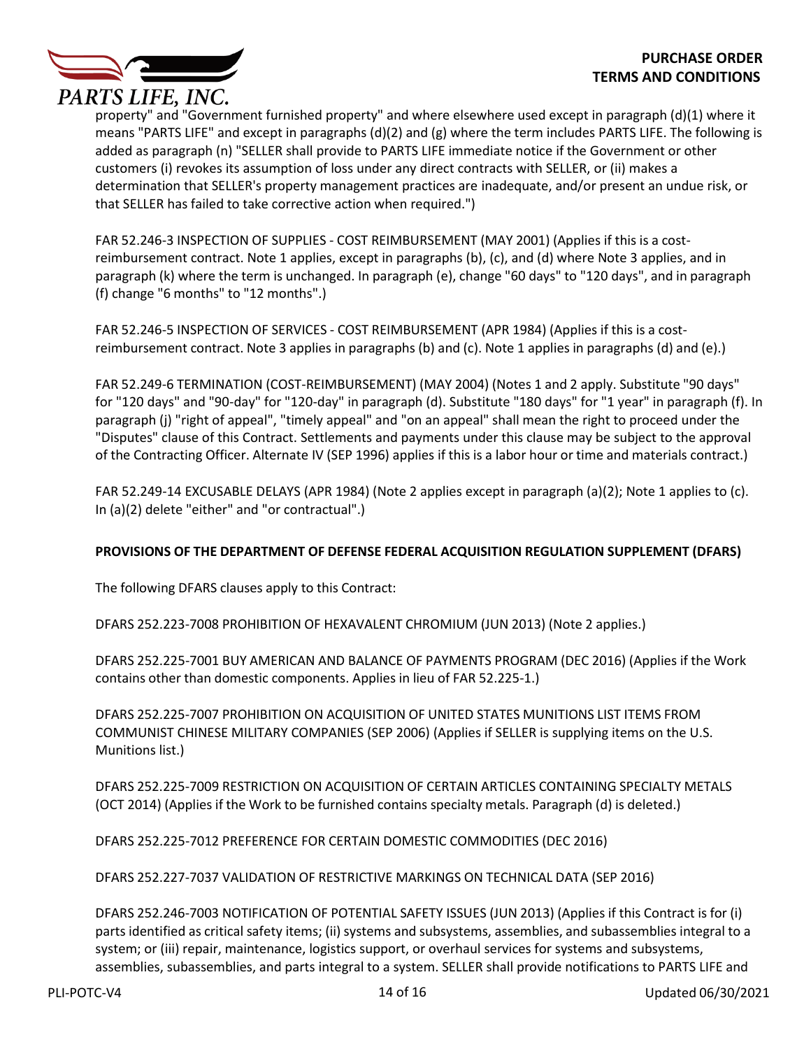property" and "Government furnished property" and where elsewhere used except in paragraph (d)(1) where it means "PARTS LIFE" and except in paragraphs (d)(2) and (g) where the term includes PARTS LIFE. The following is added as paragraph (n) "SELLER shall provide to PARTS LIFE immediate notice if the Government or other customers (i) revokes its assumption of loss under any direct contracts with SELLER, or (ii) makes a determination that SELLER's property management practices are inadequate, and/or present an undue risk, or that SELLER has failed to take corrective action when required.")

FAR 52.246-3 INSPECTION OF SUPPLIES - COST REIMBURSEMENT (MAY 2001) (Applies if this is a cost-reimbursement contract. Note 1 applies, except in paragraphs (b), (c), and (d) where Note 3 applies, and in paragraph (k) where the term is unchanged. In paragraph (e), change "60 days" to "120 days", and in paragraph (f) change "6 months" to "12 months".)

FAR 52.246-5 INSPECTION OF SERVICES - COST REIMBURSEMENT (APR 1984) (Applies if this is a cost-reimbursement contract. Note 3 applies in paragraphs (b) and (c). Note 1 applies in paragraphs (d) and (e).)

FAR 52.249-6 TERMINATION (COST-REIMBURSEMENT) (MAY 2004) (Notes 1 and 2 apply. Substitute "90 days" for "120 days" and "90-day" for "120-day" in paragraph (d). Substitute "180 days" for "1 year" in paragraph (f). In paragraph (j) "right of appeal", "timely appeal" and "on an appeal" shall mean the right to proceed under the "Disputes" clause of this Contract. Settlements and payments under this clause may be subject to the approval of the Contracting Officer. Alternate IV (SEP 1996) applies if this is a labor hour or time and materials contract.)

FAR 52.249-14 EXCUSABLE DELAYS (APR 1984) (Note 2 applies except in paragraph (a)(2); Note 1 applies to (c). In (a)(2) delete "either" and "or contractual".)

**PROVISIONS OF THE DEPARTMENT OF DEFENSE FEDERAL ACQUISITION REGULATION SUPPLEMENT (DFARS)**

The following DFARS clauses apply to this Contract:

DFARS 252.223-7008 PROHIBITION OF HEXAVALENT CHROMIUM (JUN 2013) (Note 2 applies.)

DFARS 252.225-7001 BUY AMERICAN AND BALANCE OF PAYMENTS PROGRAM (DEC 2016) (Applies if the Work contains other than domestic components. Applies in lieu of FAR 52.225-1.)

DFARS 252.225-7007 PROHIBITION ON ACQUISITION OF UNITED STATES MUNITIONS LIST ITEMS FROM COMMUNIST CHINESE MILITARY COMPANIES (SEP 2006) (Applies if SELLER is supplying items on the U.S. Munitions list.)

DFARS 252.225-7009 RESTRICTION ON ACQUISITION OF CERTAIN ARTICLES CONTAINING SPECIALTY METALS (OCT 2014) (Applies if the Work to be furnished contains specialty metals. Paragraph (d) is deleted.)

DFARS 252.225-7012 PREFERENCE FOR CERTAIN DOMESTIC COMMODITIES (DEC 2016)

DFARS 252.227-7037 VALIDATION OF RESTRICTIVE MARKINGS ON TECHNICAL DATA (SEP 2016)

DFARS 252.246-7003 NOTIFICATION OF POTENTIAL SAFETY ISSUES (JUN 2013) (Applies if this Contract is for (i) parts identified as critical safety items; (ii) systems and subsystems, assemblies, and subassemblies integral to a system; or (iii) repair, maintenance, logistics support, or overhaul services for systems and subsystems, assemblies, subassemblies, and parts integral to a system. SELLER shall provide notifications to PARTS LIFE and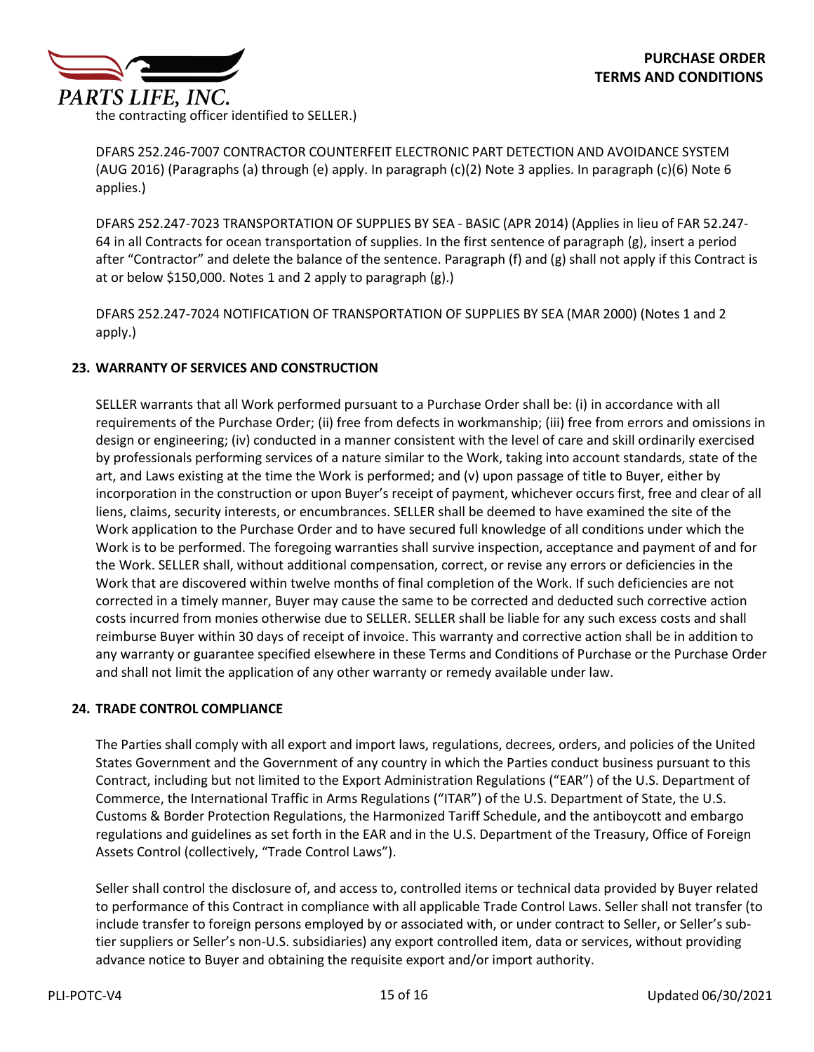the contracting officer identified to SELLER.)

DFARS 252.246-7007 CONTRACTOR COUNTERFEIT ELECTRONIC PART DETECTION AND AVOIDANCE SYSTEM (AUG 2016) (Paragraphs (a) through (e) apply. In paragraph (c)(2) Note 3 applies. In paragraph (c)(6) Note 6 applies.)

DFARS 252.247-7023 TRANSPORTATION OF SUPPLIES BY SEA - BASIC (APR 2014) (Applies in lieu of FAR 52.247-64 in all Contracts for ocean transportation of supplies. In the first sentence of paragraph (g), insert a period after "Contractor" and delete the balance of the sentence. Paragraph (f) and (g) shall not apply if this Contract is at or below $150,000. Notes 1 and 2 apply to paragraph (g).)

DFARS 252.247-7024 NOTIFICATION OF TRANSPORTATION OF SUPPLIES BY SEA (MAR 2000) (Notes 1 and 2 apply.)

## 23. WARRANTY OF SERVICES AND CONSTRUCTION

SELLER warrants that all Work performed pursuant to a Purchase Order shall be: (i) in accordance with all requirements of the Purchase Order; (ii) free from defects in workmanship; (iii) free from errors and omissions in design or engineering; (iv) conducted in a manner consistent with the level of care and skill ordinarily exercised by professionals performing services of a nature similar to the Work, taking into account standards, state of the art, and Laws existing at the time the Work is performed; and (v) upon passage of title to Buyer, either by incorporation in the construction or upon Buyer's receipt of payment, whichever occurs first, free and clear of all liens, claims, security interests, or encumbrances. SELLER shall be deemed to have examined the site of the Work application to the Purchase Order and to have secured full knowledge of all conditions under which the Work is to be performed. The foregoing warranties shall survive inspection, acceptance and payment of and for the Work. SELLER shall, without additional compensation, correct, or revise any errors or deficiencies in the Work that are discovered within twelve months of final completion of the Work. If such deficiencies are not corrected in a timely manner, Buyer may cause the same to be corrected and deducted such corrective action costs incurred from monies otherwise due to SELLER. SELLER shall be liable for any such excess costs and shall reimburse Buyer within 30 days of receipt of invoice. This warranty and corrective action shall be in addition to any warranty or guarantee specified elsewhere in these Terms and Conditions of Purchase or the Purchase Order and shall not limit the application of any other warranty or remedy available under law.

## 24. TRADE CONTROL COMPLIANCE

The Parties shall comply with all export and import laws, regulations, decrees, orders, and policies of the United States Government and the Government of any country in which the Parties conduct business pursuant to this Contract, including but not limited to the Export Administration Regulations ("EAR") of the U.S. Department of Commerce, the International Traffic in Arms Regulations ("ITAR") of the U.S. Department of State, the U.S. Customs & Border Protection Regulations, the Harmonized Tariff Schedule, and the antiboycott and embargo regulations and guidelines as set forth in the EAR and in the U.S. Department of the Treasury, Office of Foreign Assets Control (collectively, "Trade Control Laws").

Seller shall control the disclosure of, and access to, controlled items or technical data provided by Buyer related to performance of this Contract in compliance with all applicable Trade Control Laws. Seller shall not transfer (to include transfer to foreign persons employed by or associated with, or under contract to Seller, or Seller's sub-tier suppliers or Seller's non-U.S. subsidiaries) any export controlled item, data or services, without providing advance notice to Buyer and obtaining the requisite export and/or import authority.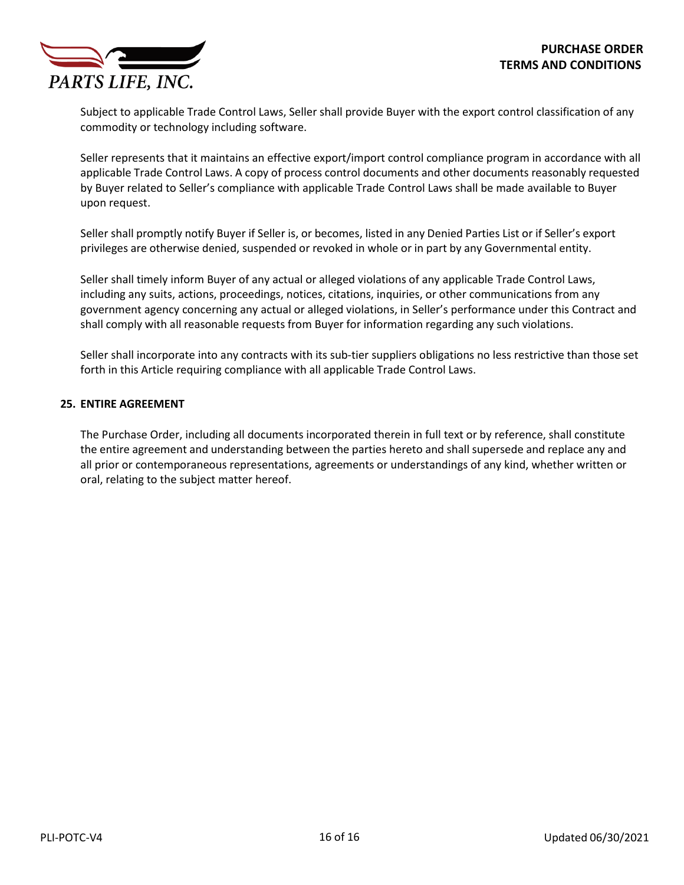Subject to applicable Trade Control Laws, Seller shall provide Buyer with the export control classification of any commodity or technology including software.

Seller represents that it maintains an effective export/import control compliance program in accordance with all applicable Trade Control Laws. A copy of process control documents and other documents reasonably requested by Buyer related to Seller's compliance with applicable Trade Control Laws shall be made available to Buyer upon request.

Seller shall promptly notify Buyer if Seller is, or becomes, listed in any Denied Parties List or if Seller's export privileges are otherwise denied, suspended or revoked in whole or in part by any Governmental entity.

Seller shall timely inform Buyer of any actual or alleged violations of any applicable Trade Control Laws, including any suits, actions, proceedings, notices, citations, inquiries, or other communications from any government agency concerning any actual or alleged violations, in Seller's performance under this Contract and shall comply with all reasonable requests from Buyer for information regarding any such violations.

Seller shall incorporate into any contracts with its sub-tier suppliers obligations no less restrictive than those set forth in this Article requiring compliance with all applicable Trade Control Laws.

## 25. ENTIRE AGREEMENT

The Purchase Order, including all documents incorporated therein in full text or by reference, shall constitute the entire agreement and understanding between the parties hereto and shall supersede and replace any and all prior or contemporaneous representations, agreements or understandings of any kind, whether written or oral, relating to the subject matter hereof.